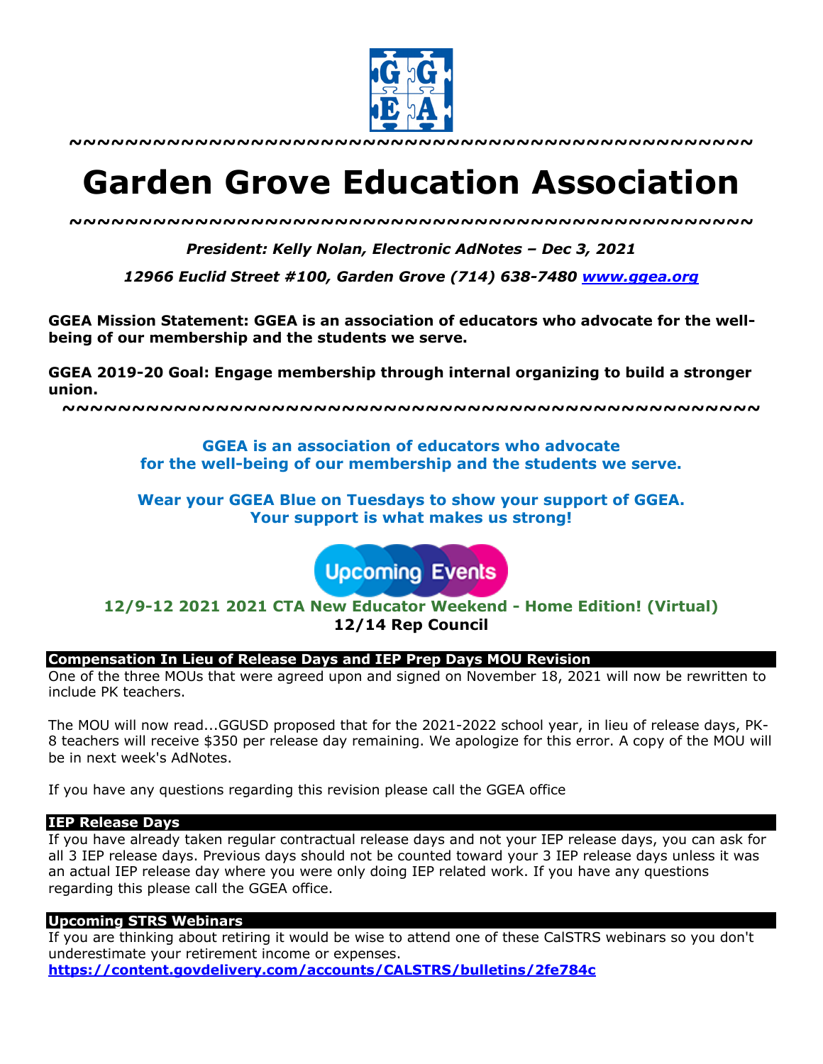~~~~~~~~~~~~~~~~~~~~~~~~~~~~~~~~~~~~~~~~~~~~~~~~

# Garden Grove Education Association

~~~~~~~~~~~~~~~~~~~~~~~~~~~~~~~~~~~~~~~~~~~~~~~~

***President: Kelly Nolan, Electronic AdNotes – Dec 3, 2021***

***12966 Euclid Street #100, Garden Grove (714) 638-7480 [www.ggea.org](http://www.ggea.org)***

**GGEA Mission Statement: GGEA is an association of educators who advocate for the well-being of our membership and the students we serve.**

**GGEA 2019-20 Goal: Engage membership through internal organizing to build a stronger union.**

~~~~~~~~~~~~~~~~~~~~~~~~~~~~~~~~~~~~~~~~~~~~~~~~

**GGEA is an association of educators who advocate for the well-being of our membership and the students we serve.**

**Wear your GGEA Blue on Tuesdays to show your support of GGEA. Your support is what makes us strong!**

Upcoming Events

**12/9-12 2021 2021 CTA New Educator Weekend - Home Edition! (Virtual)**
**12/14 Rep Council**

### Compensation In Lieu of Release Days and IEP Prep Days MOU Revision

One of the three MOUs that were agreed upon and signed on November 18, 2021 will now be rewritten to include PK teachers.

The MOU will now read...GGUSD proposed that for the 2021-2022 school year, in lieu of release days, PK-8 teachers will receive $350 per release day remaining. We apologize for this error. A copy of the MOU will be in next week's AdNotes.

If you have any questions regarding this revision please call the GGEA office

### IEP Release Days

If you have already taken regular contractual release days and not your IEP release days, you can ask for all 3 IEP release days. Previous days should not be counted toward your 3 IEP release days unless it was an actual IEP release day where you were only doing IEP related work. If you have any questions regarding this please call the GGEA office.

### Upcoming STRS Webinars

If you are thinking about retiring it would be wise to attend one of these CalSTRS webinars so you don't underestimate your retirement income or expenses.
**https://content.govdelivery.com/accounts/CALSTRS/bulletins/2fe784c**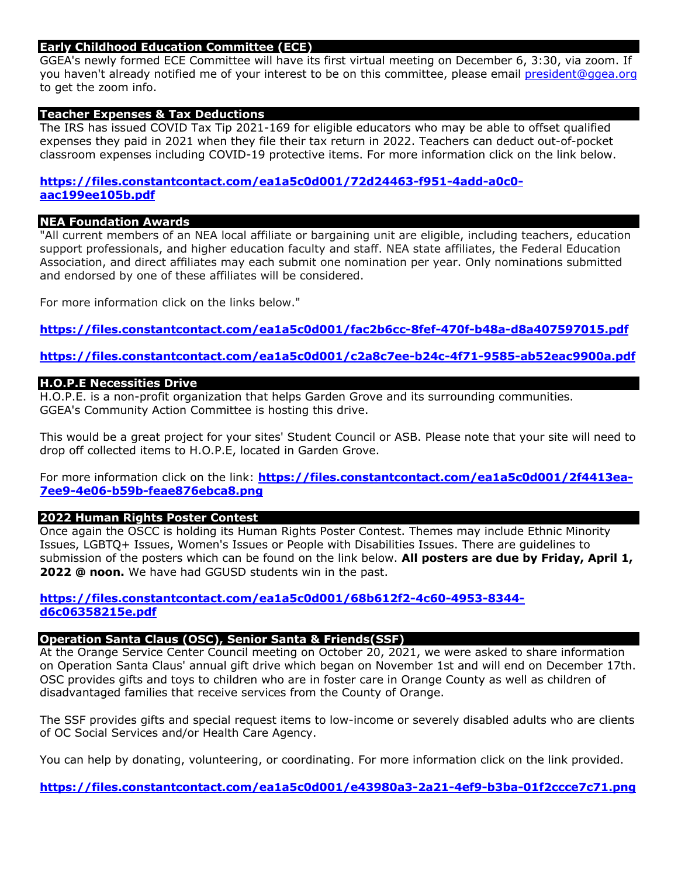## Early Childhood Education Committee (ECE)

GGEA's newly formed ECE Committee will have its first virtual meeting on December 6, 3:30, via zoom. If you haven't already notified me of your interest to be on this committee, please email president@ggea.org to get the zoom info.

## Teacher Expenses & Tax Deductions

The IRS has issued COVID Tax Tip 2021-169 for eligible educators who may be able to offset qualified expenses they paid in 2021 when they file their tax return in 2022. Teachers can deduct out-of-pocket classroom expenses including COVID-19 protective items. For more information click on the link below.

**https://files.constantcontact.com/ea1a5c0d001/72d24463-f951-4add-a0c0-aac199ee105b.pdf**

## NEA Foundation Awards

"All current members of an NEA local affiliate or bargaining unit are eligible, including teachers, education support professionals, and higher education faculty and staff. NEA state affiliates, the Federal Education Association, and direct affiliates may each submit one nomination per year. Only nominations submitted and endorsed by one of these affiliates will be considered.

For more information click on the links below."

**https://files.constantcontact.com/ea1a5c0d001/fac2b6cc-8fef-470f-b48a-d8a407597015.pdf**

**https://files.constantcontact.com/ea1a5c0d001/c2a8c7ee-b24c-4f71-9585-ab52eac9900a.pdf**

## H.O.P.E Necessities Drive

H.O.P.E. is a non-profit organization that helps Garden Grove and its surrounding communities. GGEA's Community Action Committee is hosting this drive.

This would be a great project for your sites' Student Council or ASB. Please note that your site will need to drop off collected items to H.O.P.E, located in Garden Grove.

For more information click on the link: **https://files.constantcontact.com/ea1a5c0d001/2f4413ea-7ee9-4e06-b59b-feae876ebca8.png**

## 2022 Human Rights Poster Contest

Once again the OSCC is holding its Human Rights Poster Contest. Themes may include Ethnic Minority Issues, LGBTQ+ Issues, Women's Issues or People with Disabilities Issues. There are guidelines to submission of the posters which can be found on the link below. **All posters are due by Friday, April 1, 2022 @ noon.** We have had GGUSD students win in the past.

**https://files.constantcontact.com/ea1a5c0d001/68b612f2-4c60-4953-8344-d6c06358215e.pdf**

## Operation Santa Claus (OSC), Senior Santa & Friends(SSF)

At the Orange Service Center Council meeting on October 20, 2021, we were asked to share information on Operation Santa Claus' annual gift drive which began on November 1st and will end on December 17th. OSC provides gifts and toys to children who are in foster care in Orange County as well as children of disadvantaged families that receive services from the County of Orange.

The SSF provides gifts and special request items to low-income or severely disabled adults who are clients of OC Social Services and/or Health Care Agency.

You can help by donating, volunteering, or coordinating. For more information click on the link provided.

**https://files.constantcontact.com/ea1a5c0d001/e43980a3-2a21-4ef9-b3ba-01f2ccce7c71.png**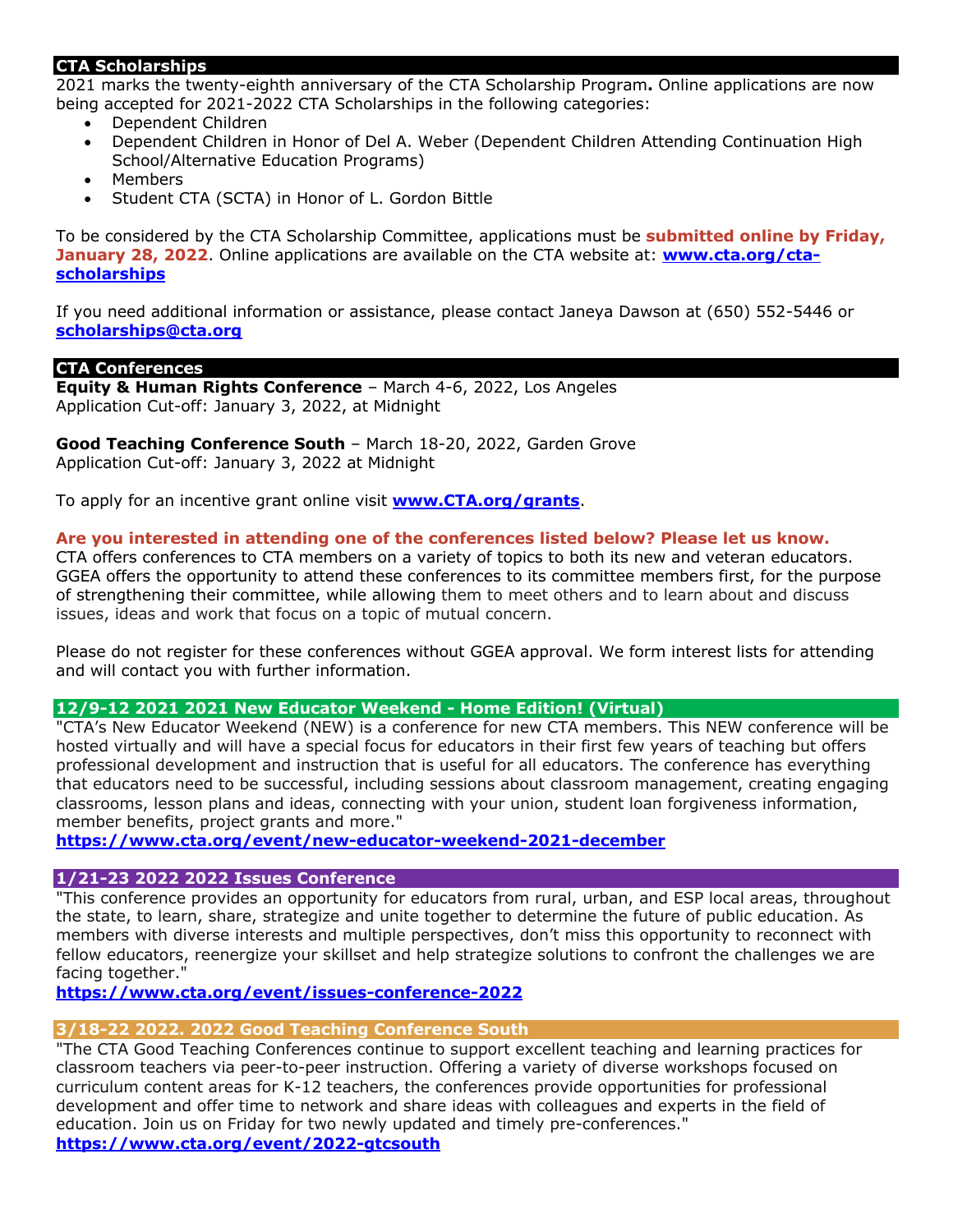## CTA Scholarships

2021 marks the twenty-eighth anniversary of the CTA Scholarship Program**.** Online applications are now being accepted for 2021-2022 CTA Scholarships in the following categories:

- Dependent Children
- Dependent Children in Honor of Del A. Weber (Dependent Children Attending Continuation High School/Alternative Education Programs)
- Members
- Student CTA (SCTA) in Honor of L. Gordon Bittle

To be considered by the CTA Scholarship Committee, applications must be **submitted online by Friday, January 28, 2022**. Online applications are available on the CTA website at: **www.cta.org/cta-scholarships**

If you need additional information or assistance, please contact Janeya Dawson at (650) 552-5446 or **scholarships@cta.org**

## CTA Conferences

**Equity & Human Rights Conference** – March 4-6, 2022, Los Angeles
Application Cut-off: January 3, 2022, at Midnight

**Good Teaching Conference South** – March 18-20, 2022, Garden Grove
Application Cut-off: January 3, 2022 at Midnight

To apply for an incentive grant online visit **www.CTA.org/grants**.

**Are you interested in attending one of the conferences listed below? Please let us know.**
CTA offers conferences to CTA members on a variety of topics to both its new and veteran educators. GGEA offers the opportunity to attend these conferences to its committee members first, for the purpose of strengthening their committee, while allowing them to meet others and to learn about and discuss issues, ideas and work that focus on a topic of mutual concern.

Please do not register for these conferences without GGEA approval. We form interest lists for attending and will contact you with further information.

### 12/9-12 2021 2021 New Educator Weekend - Home Edition! (Virtual)

"CTA's New Educator Weekend (NEW) is a conference for new CTA members. This NEW conference will be hosted virtually and will have a special focus for educators in their first few years of teaching but offers professional development and instruction that is useful for all educators. The conference has everything that educators need to be successful, including sessions about classroom management, creating engaging classrooms, lesson plans and ideas, connecting with your union, student loan forgiveness information, member benefits, project grants and more."
**https://www.cta.org/event/new-educator-weekend-2021-december**

### 1/21-23 2022 2022 Issues Conference

"This conference provides an opportunity for educators from rural, urban, and ESP local areas, throughout the state, to learn, share, strategize and unite together to determine the future of public education. As members with diverse interests and multiple perspectives, don't miss this opportunity to reconnect with fellow educators, reenergize your skillset and help strategize solutions to confront the challenges we are facing together."
**https://www.cta.org/event/issues-conference-2022**

### 3/18-22 2022. 2022 Good Teaching Conference South

"The CTA Good Teaching Conferences continue to support excellent teaching and learning practices for classroom teachers via peer-to-peer instruction. Offering a variety of diverse workshops focused on curriculum content areas for K-12 teachers, the conferences provide opportunities for professional development and offer time to network and share ideas with colleagues and experts in the field of education. Join us on Friday for two newly updated and timely pre-conferences."
**https://www.cta.org/event/2022-gtcsouth**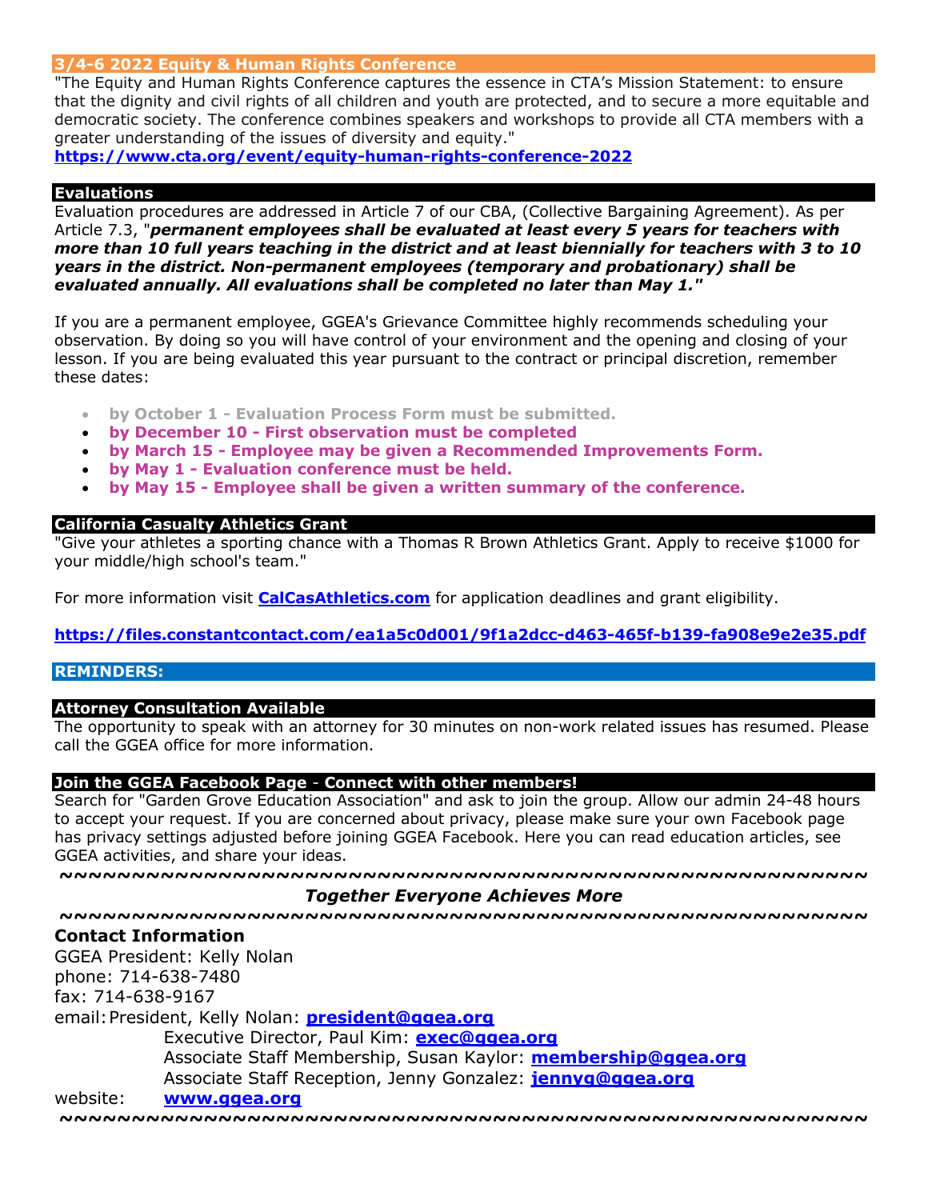## 3/4-6 2022 Equity & Human Rights Conference

"The Equity and Human Rights Conference captures the essence in CTA's Mission Statement: to ensure that the dignity and civil rights of all children and youth are protected, and to secure a more equitable and democratic society. The conference combines speakers and workshops to provide all CTA members with a greater understanding of the issues of diversity and equity."

**https://www.cta.org/event/equity-human-rights-conference-2022**

## Evaluations

Evaluation procedures are addressed in Article 7 of our CBA, (Collective Bargaining Agreement). As per Article 7.3, "***permanent employees shall be evaluated at least every 5 years for teachers with more than 10 full years teaching in the district and at least biennially for teachers with 3 to 10 years in the district. Non-permanent employees (temporary and probationary) shall be evaluated annually. All evaluations shall be completed no later than May 1."***

If you are a permanent employee, GGEA's Grievance Committee highly recommends scheduling your observation. By doing so you will have control of your environment and the opening and closing of your lesson. If you are being evaluated this year pursuant to the contract or principal discretion, remember these dates:

- **by October 1 - Evaluation Process Form must be submitted.**
- **by December 10 - First observation must be completed**
- **by March 15 - Employee may be given a Recommended Improvements Form.**
- **by May 1 - Evaluation conference must be held.**
- **by May 15 - Employee shall be given a written summary of the conference.**

## California Casualty Athletics Grant

"Give your athletes a sporting chance with a Thomas R Brown Athletics Grant. Apply to receive $1000 for your middle/high school's team."

For more information visit **CalCasAthletics.com** for application deadlines and grant eligibility.

**https://files.constantcontact.com/ea1a5c0d001/9f1a2dcc-d463-465f-b139-fa908e9e2e35.pdf**

## REMINDERS:

### Attorney Consultation Available

The opportunity to speak with an attorney for 30 minutes on non-work related issues has resumed. Please call the GGEA office for more information.

### Join the GGEA Facebook Page - Connect with other members!

Search for "Garden Grove Education Association" and ask to join the group. Allow our admin 24-48 hours to accept your request. If you are concerned about privacy, please make sure your own Facebook page has privacy settings adjusted before joining GGEA Facebook. Here you can read education articles, see GGEA activities, and share your ideas.

~~~~~~~~~~~~~~~~~~~~~~~~~~~~~~~~~~~~~~~~~~~~~~~~~~~~~~~~~~~~

***Together Everyone Achieves More***

~~~~~~~~~~~~~~~~~~~~~~~~~~~~~~~~~~~~~~~~~~~~~~~~~~~~~~~~~~~~

**Contact Information**

GGEA President: Kelly Nolan
phone: 714-638-7480
fax: 714-638-9167
email: President, Kelly Nolan: **president@ggea.org**
Executive Director, Paul Kim: **exec@ggea.org**
Associate Staff Membership, Susan Kaylor: **membership@ggea.org**
Associate Staff Reception, Jenny Gonzalez: **jennyg@ggea.org**
website: **www.ggea.org**

~~~~~~~~~~~~~~~~~~~~~~~~~~~~~~~~~~~~~~~~~~~~~~~~~~~~~~~~~~~~